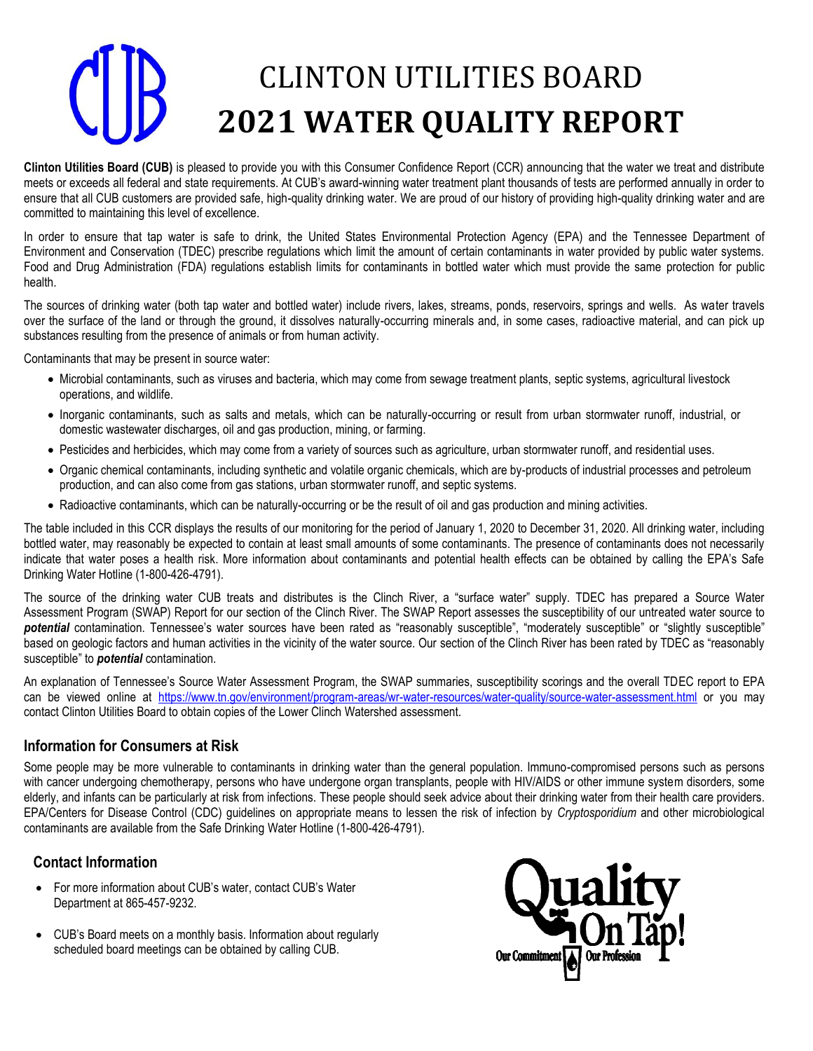# CLINTON UTILITIES BOARD
# 2021 WATER QUALITY REPORT

**Clinton Utilities Board (CUB)** is pleased to provide you with this Consumer Confidence Report (CCR) announcing that the water we treat and distribute meets or exceeds all federal and state requirements. At CUB's award-winning water treatment plant thousands of tests are performed annually in order to ensure that all CUB customers are provided safe, high-quality drinking water. We are proud of our history of providing high-quality drinking water and are committed to maintaining this level of excellence.

In order to ensure that tap water is safe to drink, the United States Environmental Protection Agency (EPA) and the Tennessee Department of Environment and Conservation (TDEC) prescribe regulations which limit the amount of certain contaminants in water provided by public water systems. Food and Drug Administration (FDA) regulations establish limits for contaminants in bottled water which must provide the same protection for public health.

The sources of drinking water (both tap water and bottled water) include rivers, lakes, streams, ponds, reservoirs, springs and wells. As water travels over the surface of the land or through the ground, it dissolves naturally-occurring minerals and, in some cases, radioactive material, and can pick up substances resulting from the presence of animals or from human activity.

Contaminants that may be present in source water:

- Microbial contaminants, such as viruses and bacteria, which may come from sewage treatment plants, septic systems, agricultural livestock operations, and wildlife.
- Inorganic contaminants, such as salts and metals, which can be naturally-occurring or result from urban stormwater runoff, industrial, or domestic wastewater discharges, oil and gas production, mining, or farming.
- Pesticides and herbicides, which may come from a variety of sources such as agriculture, urban stormwater runoff, and residential uses.
- Organic chemical contaminants, including synthetic and volatile organic chemicals, which are by-products of industrial processes and petroleum production, and can also come from gas stations, urban stormwater runoff, and septic systems.
- Radioactive contaminants, which can be naturally-occurring or be the result of oil and gas production and mining activities.

The table included in this CCR displays the results of our monitoring for the period of January 1, 2020 to December 31, 2020. All drinking water, including bottled water, may reasonably be expected to contain at least small amounts of some contaminants. The presence of contaminants does not necessarily indicate that water poses a health risk. More information about contaminants and potential health effects can be obtained by calling the EPA's Safe Drinking Water Hotline (1-800-426-4791).

The source of the drinking water CUB treats and distributes is the Clinch River, a "surface water" supply. TDEC has prepared a Source Water Assessment Program (SWAP) Report for our section of the Clinch River. The SWAP Report assesses the susceptibility of our untreated water source to ***potential*** contamination. Tennessee's water sources have been rated as "reasonably susceptible", "moderately susceptible" or "slightly susceptible" based on geologic factors and human activities in the vicinity of the water source. Our section of the Clinch River has been rated by TDEC as "reasonably susceptible" to ***potential*** contamination.

An explanation of Tennessee's Source Water Assessment Program, the SWAP summaries, susceptibility scorings and the overall TDEC report to EPA can be viewed online at https://www.tn.gov/environment/program-areas/wr-water-resources/water-quality/source-water-assessment.html or you may contact Clinton Utilities Board to obtain copies of the Lower Clinch Watershed assessment.

## Information for Consumers at Risk

Some people may be more vulnerable to contaminants in drinking water than the general population. Immuno-compromised persons such as persons with cancer undergoing chemotherapy, persons who have undergone organ transplants, people with HIV/AIDS or other immune system disorders, some elderly, and infants can be particularly at risk from infections. These people should seek advice about their drinking water from their health care providers. EPA/Centers for Disease Control (CDC) guidelines on appropriate means to lessen the risk of infection by *Cryptosporidium* and other microbiological contaminants are available from the Safe Drinking Water Hotline (1-800-426-4791).

## Contact Information

- For more information about CUB's water, contact CUB's Water Department at 865-457-9232.
- CUB's Board meets on a monthly basis. Information about regularly scheduled board meetings can be obtained by calling CUB.

Quality On Tap! Our Commitment Our Profession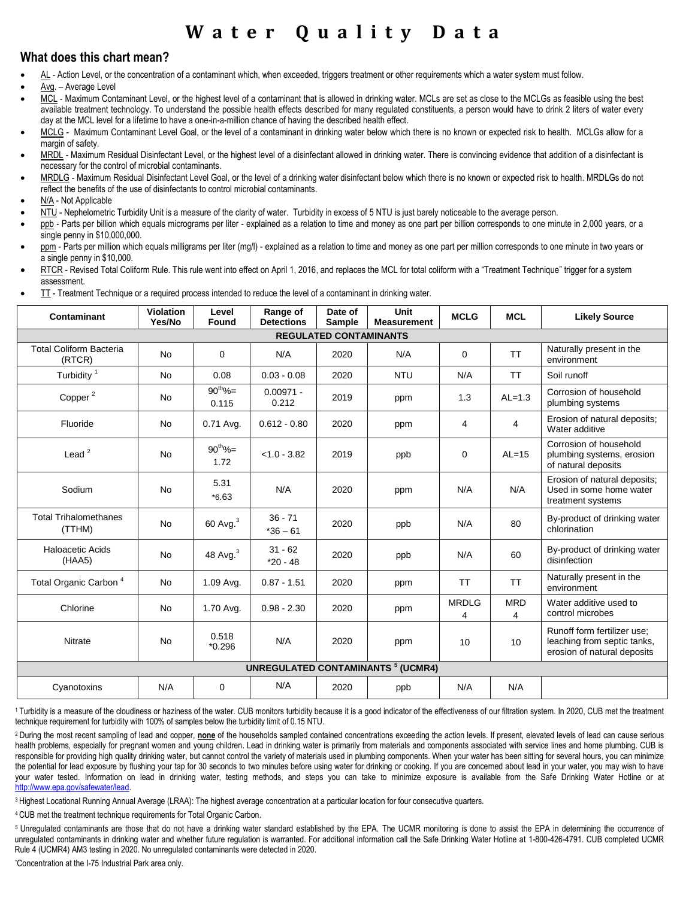# Water Quality Data

## What does this chart mean?

- AL - Action Level, or the concentration of a contaminant which, when exceeded, triggers treatment or other requirements which a water system must follow.
- Avg. – Average Level
- MCL - Maximum Contaminant Level, or the highest level of a contaminant that is allowed in drinking water. MCLs are set as close to the MCLGs as feasible using the best available treatment technology. To understand the possible health effects described for many regulated constituents, a person would have to drink 2 liters of water every day at the MCL level for a lifetime to have a one-in-a-million chance of having the described health effect.
- MCLG - Maximum Contaminant Level Goal, or the level of a contaminant in drinking water below which there is no known or expected risk to health. MCLGs allow for a margin of safety.
- MRDL - Maximum Residual Disinfectant Level, or the highest level of a disinfectant allowed in drinking water. There is convincing evidence that addition of a disinfectant is necessary for the control of microbial contaminants.
- MRDLG - Maximum Residual Disinfectant Level Goal, or the level of a drinking water disinfectant below which there is no known or expected risk to health. MRDLGs do not reflect the benefits of the use of disinfectants to control microbial contaminants.
- N/A - Not Applicable
- NTU - Nephelometric Turbidity Unit is a measure of the clarity of water. Turbidity in excess of 5 NTU is just barely noticeable to the average person.
- ppb - Parts per billion which equals micrograms per liter - explained as a relation to time and money as one part per billion corresponds to one minute in 2,000 years, or a single penny in $10,000,000.
- ppm - Parts per million which equals milligrams per liter (mg/l) - explained as a relation to time and money as one part per million corresponds to one minute in two years or a single penny in $10,000.
- RTCR - Revised Total Coliform Rule. This rule went into effect on April 1, 2016, and replaces the MCL for total coliform with a "Treatment Technique" trigger for a system assessment.
- TT - Treatment Technique or a required process intended to reduce the level of a contaminant in drinking water.

| Contaminant | Violation Yes/No | Level Found | Range of Detections | Date of Sample | Unit Measurement | MCLG | MCL | Likely Source |
|---|---|---|---|---|---|---|---|---|
| **REGULATED CONTAMINANTS** | | | | | | | | |
| Total Coliform Bacteria (RTCR) | No | 0 | N/A | 2020 | N/A | 0 | TT | Naturally present in the environment |
| Turbidity [1] | No | 0.08 | 0.03 - 0.08 | 2020 | NTU | N/A | TT | Soil runoff |
| Copper [2] | No | $90^{th}$%= 0.115 | 0.00971 - 0.212 | 2019 | ppm | 1.3 | AL=1.3 | Corrosion of household plumbing systems |
| Fluoride | No | 0.71 Avg. | 0.612 - 0.80 | 2020 | ppm | 4 | 4 | Erosion of natural deposits; Water additive |
| Lead [2] | No | $90^{th}$%= 1.72 | <1.0 - 3.82 | 2019 | ppb | 0 | AL=15 | Corrosion of household plumbing systems, erosion of natural deposits |
| Sodium | No | 5.31 *6.63 | N/A | 2020 | ppm | N/A | N/A | Erosion of natural deposits; Used in some home water treatment systems |
| Total Trihalomethanes (TTHM) | No | 60 Avg.[3] | 36 - 71 *36 – 61 | 2020 | ppb | N/A | 80 | By-product of drinking water chlorination |
| Haloacetic Acids (HAA5) | No | 48 Avg.[3] | 31 - 62 *20 - 48 | 2020 | ppb | N/A | 60 | By-product of drinking water disinfection |
| Total Organic Carbon [4] | No | 1.09 Avg. | 0.87 - 1.51 | 2020 | ppm | TT | TT | Naturally present in the environment |
| Chlorine | No | 1.70 Avg. | 0.98 - 2.30 | 2020 | ppm | MRDLG 4 | MRD 4 | Water additive used to control microbes |
| Nitrate | No | 0.518 *0.296 | N/A | 2020 | ppm | 10 | 10 | Runoff form fertilizer use; leaching from septic tanks, erosion of natural deposits |
| **UNREGULATED CONTAMINANTS [5] (UCMR4)** | | | | | | | | |
| Cyanotoxins | N/A | 0 | N/A | 2020 | ppb | N/A | N/A | |

[1] Turbidity is a measure of the cloudiness or haziness of the water. CUB monitors turbidity because it is a good indicator of the effectiveness of our filtration system. In 2020, CUB met the treatment technique requirement for turbidity with 100% of samples below the turbidity limit of 0.15 NTU.

[2] During the most recent sampling of lead and copper, **none** of the households sampled contained concentrations exceeding the action levels. If present, elevated levels of lead can cause serious health problems, especially for pregnant women and young children. Lead in drinking water is primarily from materials and components associated with service lines and home plumbing. CUB is responsible for providing high quality drinking water, but cannot control the variety of materials used in plumbing components. When your water has been sitting for several hours, you can minimize the potential for lead exposure by flushing your tap for 30 seconds to two minutes before using water for drinking or cooking. If you are concerned about lead in your water, you may wish to have your water tested. Information on lead in drinking water, testing methods, and steps you can take to minimize exposure is available from the Safe Drinking Water Hotline or at http://www.epa.gov/safewater/lead.

[3] Highest Locational Running Annual Average (LRAA): The highest average concentration at a particular location for four consecutive quarters.

[4] CUB met the treatment technique requirements for Total Organic Carbon.

[5] Unregulated contaminants are those that do not have a drinking water standard established by the EPA. The UCMR monitoring is done to assist the EPA in determining the occurrence of unregulated contaminants in drinking water and whether future regulation is warranted. For additional information call the Safe Drinking Water Hotline at 1-800-426-4791. CUB completed UCMR Rule 4 (UCMR4) AM3 testing in 2020. No unregulated contaminants were detected in 2020.

*Concentration at the I-75 Industrial Park area only.